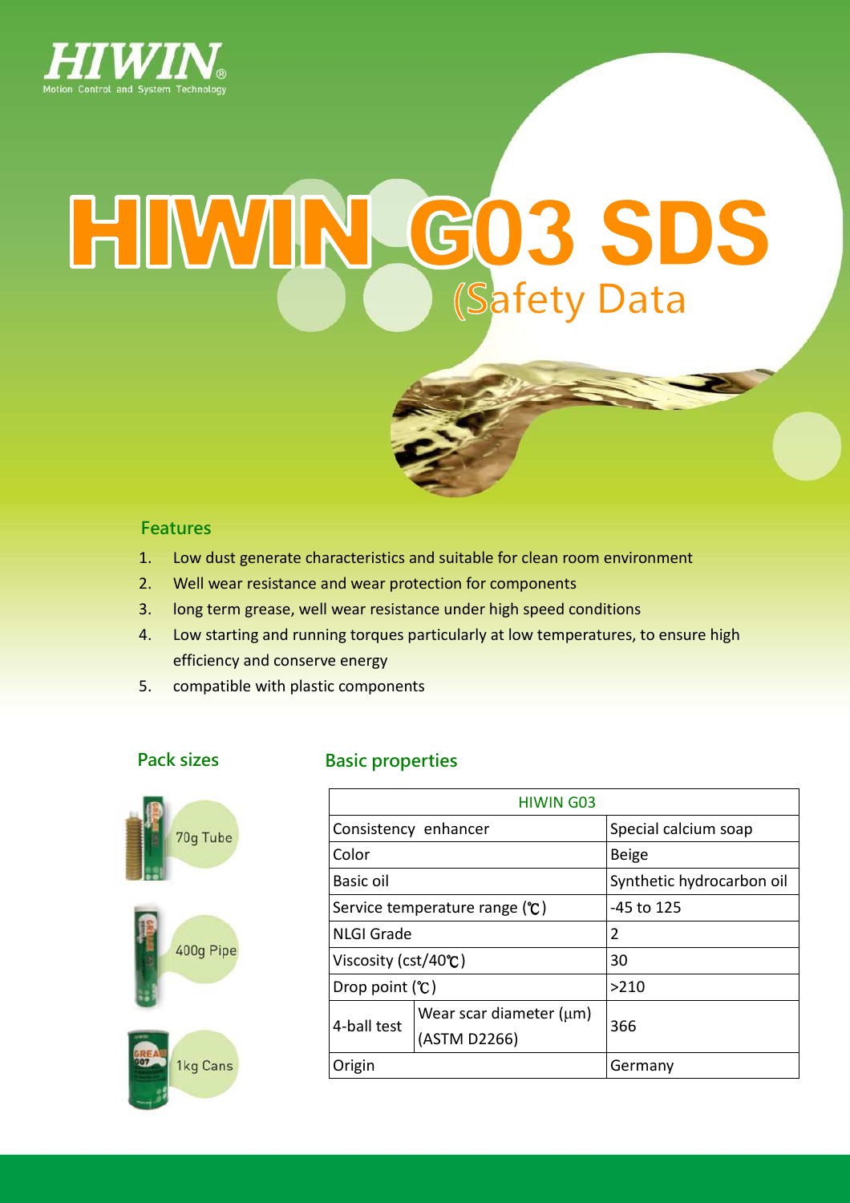# HIWIN G03 SDS

(Safety Data

## Features

1. Low dust generate characteristics and suitable for clean room environment
2. Well wear resistance and wear protection for components
3. long term grease, well wear resistance under high speed conditions
4. Low starting and running torques particularly at low temperatures, to ensure high efficiency and conserve energy
5. compatible with plastic components

## Pack sizes

70g Tube

400g Pipe

1kg Cans

## Basic properties

| HIWIN G03 | | |
|---|---|---|
| Consistency enhancer | | Special calcium soap |
| Color | | Beige |
| Basic oil | | Synthetic hydrocarbon oil |
| Service temperature range (℃) | | -45 to 125 |
| NLGI Grade | | 2 |
| Viscosity (cst/40℃) | | 30 |
| Drop point (℃) | | >210 |
| 4-ball test | Wear scar diameter (μm) (ASTM D2266) | 366 |
| Origin | | Germany |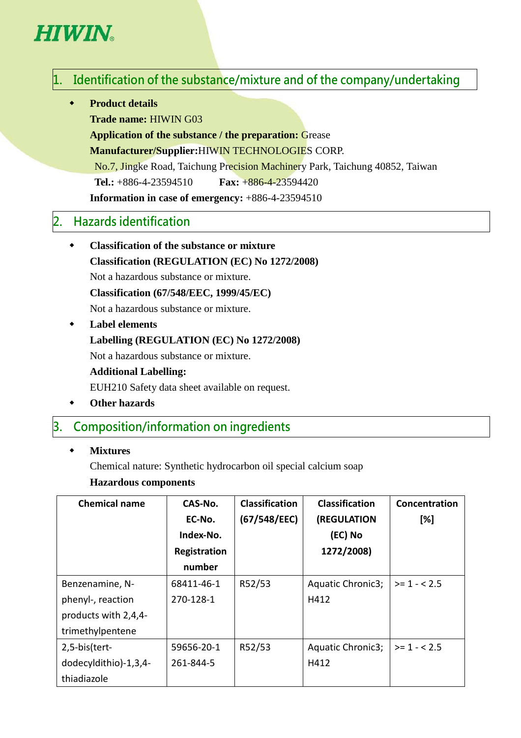## 1. Identification of the substance/mixture and of the company/undertaking

- **Product details**

  **Trade name:** HIWIN G03

  **Application of the substance / the preparation:** Grease

  **Manufacturer/Supplier:** HIWIN TECHNOLOGIES CORP.

  No.7, Jingke Road, Taichung Precision Machinery Park, Taichung 40852, Taiwan

  **Tel.:** +886-4-23594510 **Fax:** +886-4-23594420

  **Information in case of emergency:** +886-4-23594510

## 2. Hazards identification

- **Classification of the substance or mixture**

  **Classification (REGULATION (EC) No 1272/2008)**

  Not a hazardous substance or mixture.

  **Classification (67/548/EEC, 1999/45/EC)**

  Not a hazardous substance or mixture.

- **Label elements**

  **Labelling (REGULATION (EC) No 1272/2008)**

  Not a hazardous substance or mixture.

  **Additional Labelling:**

  EUH210 Safety data sheet available on request.

- **Other hazards**

## 3. Composition/information on ingredients

- **Mixtures**

  Chemical nature: Synthetic hydrocarbon oil special calcium soap

  **Hazardous components**

| Chemical name | CAS-No. EC-No. Index-No. Registration number | Classification (67/548/EEC) | Classification (REGULATION (EC) No 1272/2008) | Concentration [%] |
|---|---|---|---|---|
| Benzenamine, N-phenyl-, reaction products with 2,4,4-trimethylpentene | 68411-46-1 270-128-1 | R52/53 | Aquatic Chronic3; H412 | >= 1 - < 2.5 |
| 2,5-bis(tert-dodecyldithio)-1,3,4-thiadiazole | 59656-20-1 261-844-5 | R52/53 | Aquatic Chronic3; H412 | >= 1 - < 2.5 |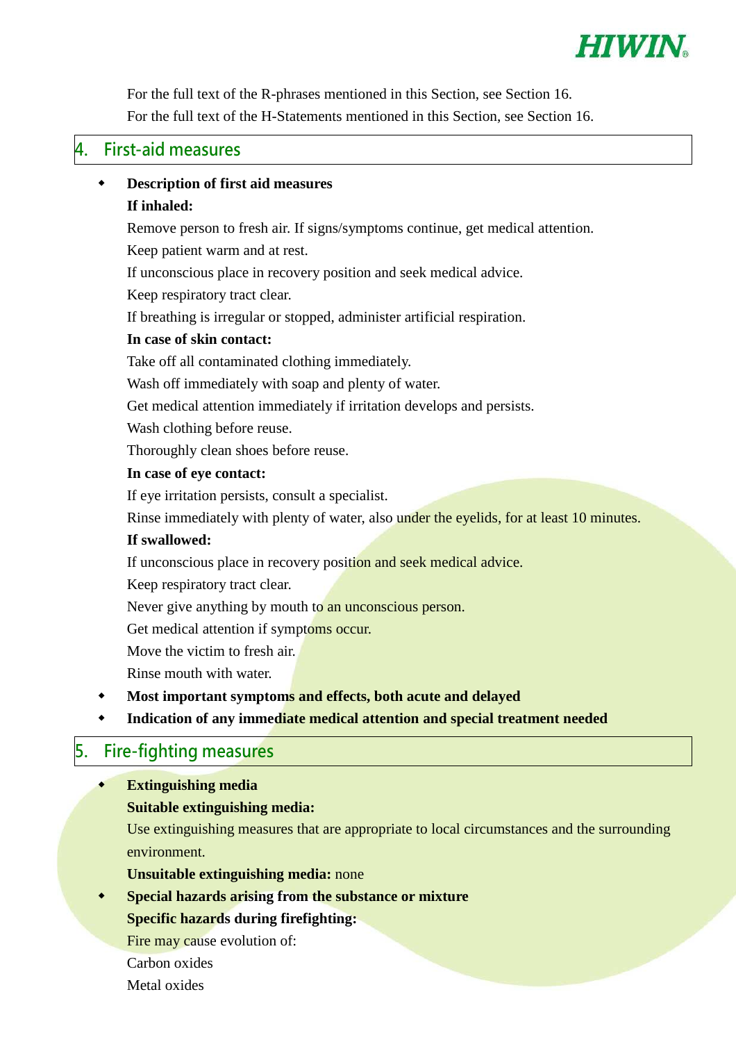For the full text of the R-phrases mentioned in this Section, see Section 16.

For the full text of the H-Statements mentioned in this Section, see Section 16.

## 4. First-aid measures

- **Description of first aid measures**

  **If inhaled:**

  Remove person to fresh air. If signs/symptoms continue, get medical attention.

  Keep patient warm and at rest.

  If unconscious place in recovery position and seek medical advice.

  Keep respiratory tract clear.

  If breathing is irregular or stopped, administer artificial respiration.

  **In case of skin contact:**

  Take off all contaminated clothing immediately.

  Wash off immediately with soap and plenty of water.

  Get medical attention immediately if irritation develops and persists.

  Wash clothing before reuse.

  Thoroughly clean shoes before reuse.

  **In case of eye contact:**

  If eye irritation persists, consult a specialist.

  Rinse immediately with plenty of water, also under the eyelids, for at least 10 minutes.

  **If swallowed:**

  If unconscious place in recovery position and seek medical advice.

  Keep respiratory tract clear.

  Never give anything by mouth to an unconscious person.

  Get medical attention if symptoms occur.

  Move the victim to fresh air.

  Rinse mouth with water.

- **Most important symptoms and effects, both acute and delayed**
- **Indication of any immediate medical attention and special treatment needed**

## 5. Fire-fighting measures

- **Extinguishing media**

  **Suitable extinguishing media:**

  Use extinguishing measures that are appropriate to local circumstances and the surrounding environment.

  **Unsuitable extinguishing media:** none

- **Special hazards arising from the substance or mixture**

  **Specific hazards during firefighting:**

  Fire may cause evolution of:

  Carbon oxides

  Metal oxides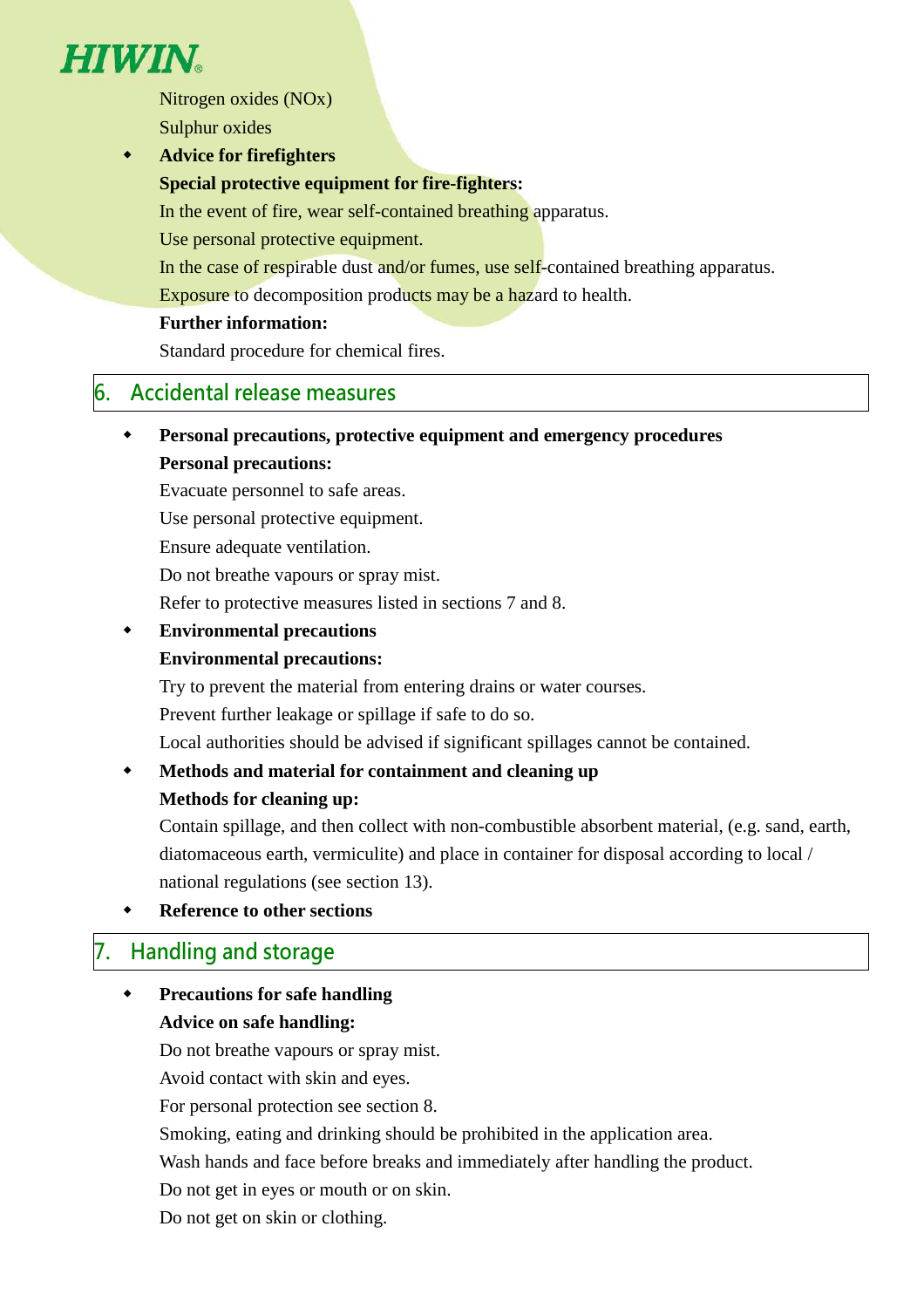Nitrogen oxides (NOx)

Sulphur oxides

- **Advice for firefighters**

**Special protective equipment for fire-fighters:**

In the event of fire, wear self-contained breathing apparatus.

Use personal protective equipment.

In the case of respirable dust and/or fumes, use self-contained breathing apparatus.

Exposure to decomposition products may be a hazard to health.

**Further information:**

Standard procedure for chemical fires.

## 6. Accidental release measures

- **Personal precautions, protective equipment and emergency procedures**

**Personal precautions:**

Evacuate personnel to safe areas.

Use personal protective equipment.

Ensure adequate ventilation.

Do not breathe vapours or spray mist.

Refer to protective measures listed in sections 7 and 8.

- **Environmental precautions**

**Environmental precautions:**

Try to prevent the material from entering drains or water courses.

Prevent further leakage or spillage if safe to do so.

Local authorities should be advised if significant spillages cannot be contained.

- **Methods and material for containment and cleaning up**

**Methods for cleaning up:**

Contain spillage, and then collect with non-combustible absorbent material, (e.g. sand, earth, diatomaceous earth, vermiculite) and place in container for disposal according to local / national regulations (see section 13).

- **Reference to other sections**

## 7. Handling and storage

- **Precautions for safe handling**

**Advice on safe handling:**

Do not breathe vapours or spray mist.

Avoid contact with skin and eyes.

For personal protection see section 8.

Smoking, eating and drinking should be prohibited in the application area.

Wash hands and face before breaks and immediately after handling the product.

Do not get in eyes or mouth or on skin.

Do not get on skin or clothing.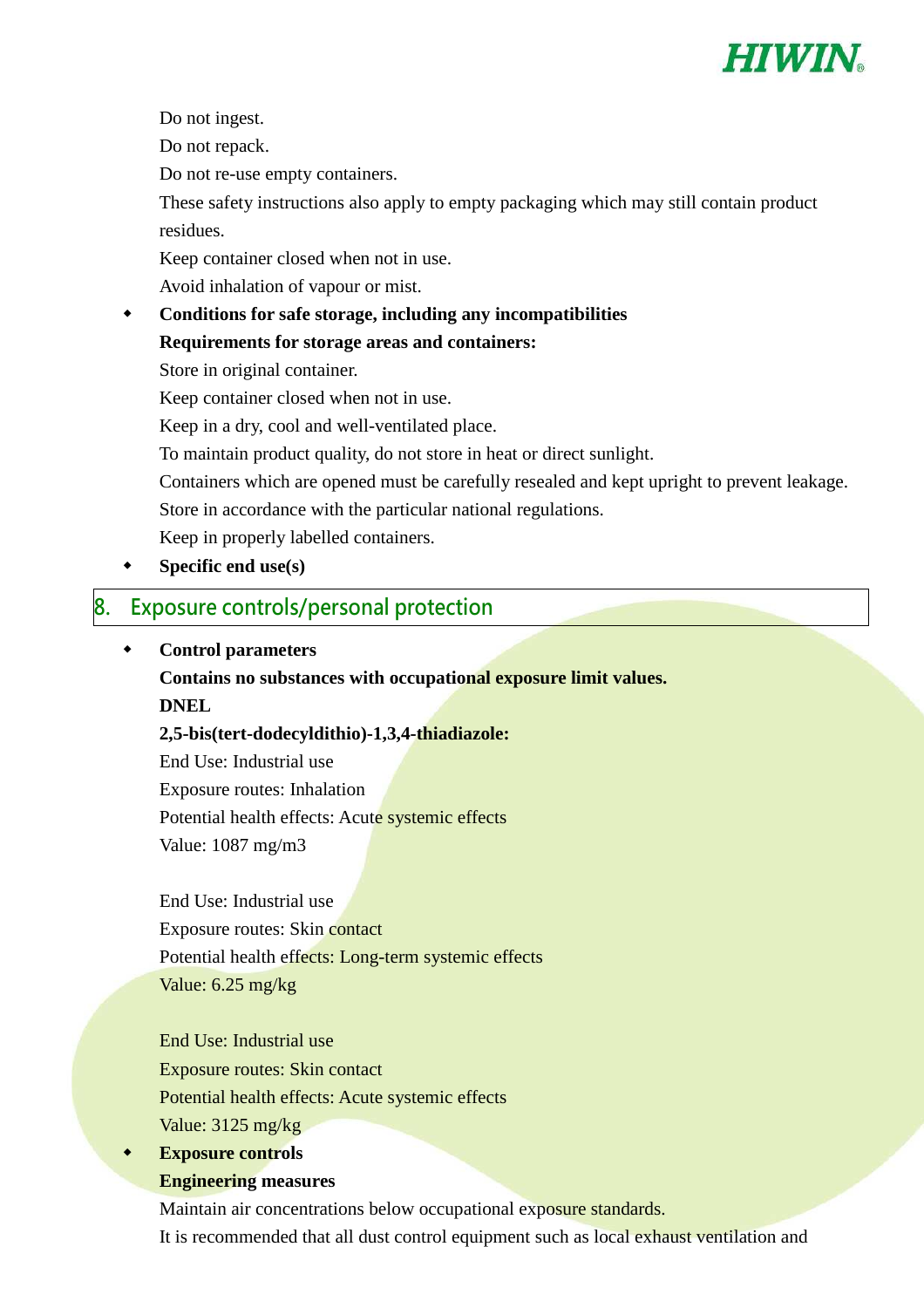Do not ingest.

Do not repack.

Do not re-use empty containers.

These safety instructions also apply to empty packaging which may still contain product residues.

Keep container closed when not in use.

Avoid inhalation of vapour or mist.

- **Conditions for safe storage, including any incompatibilities**

  **Requirements for storage areas and containers:**

  Store in original container.

  Keep container closed when not in use.

  Keep in a dry, cool and well-ventilated place.

  To maintain product quality, do not store in heat or direct sunlight.

  Containers which are opened must be carefully resealed and kept upright to prevent leakage.

  Store in accordance with the particular national regulations.

  Keep in properly labelled containers.

- **Specific end use(s)**

## 8. Exposure controls/personal protection

- **Control parameters**

  **Contains no substances with occupational exposure limit values.**

  **DNEL**

  **2,5-bis(tert-dodecyldithio)-1,3,4-thiadiazole:**

  End Use: Industrial use
  Exposure routes: Inhalation
  Potential health effects: Acute systemic effects
  Value: 1087 mg/m3

  End Use: Industrial use
  Exposure routes: Skin contact
  Potential health effects: Long-term systemic effects
  Value: 6.25 mg/kg

  End Use: Industrial use
  Exposure routes: Skin contact
  Potential health effects: Acute systemic effects
  Value: 3125 mg/kg

- **Exposure controls**

  **Engineering measures**

  Maintain air concentrations below occupational exposure standards.

  It is recommended that all dust control equipment such as local exhaust ventilation and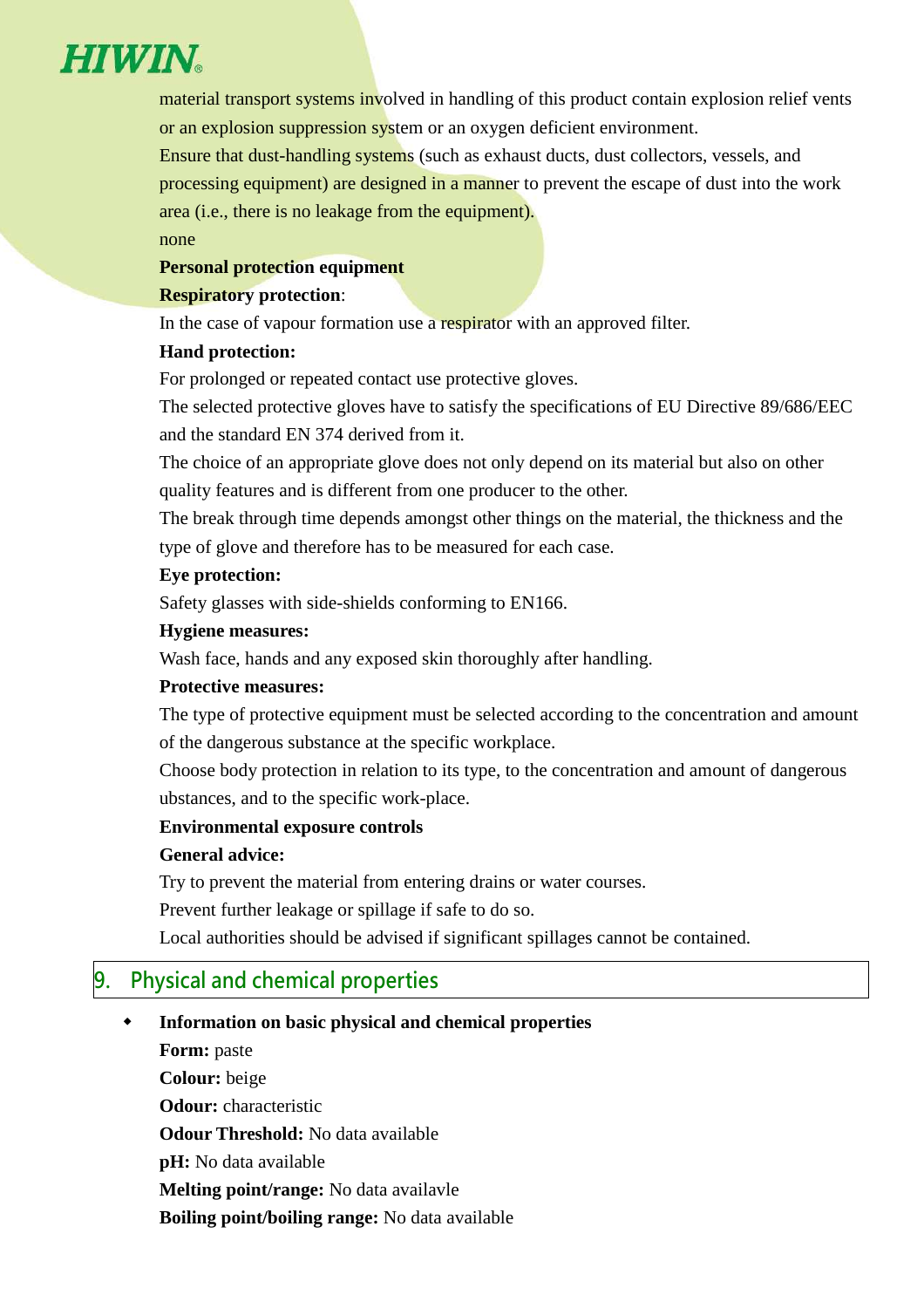material transport systems involved in handling of this product contain explosion relief vents or an explosion suppression system or an oxygen deficient environment.

Ensure that dust-handling systems (such as exhaust ducts, dust collectors, vessels, and processing equipment) are designed in a manner to prevent the escape of dust into the work area (i.e., there is no leakage from the equipment).

none

**Personal protection equipment**

**Respiratory protection**:

In the case of vapour formation use a respirator with an approved filter.

**Hand protection:**

For prolonged or repeated contact use protective gloves.

The selected protective gloves have to satisfy the specifications of EU Directive 89/686/EEC and the standard EN 374 derived from it.

The choice of an appropriate glove does not only depend on its material but also on other quality features and is different from one producer to the other.

The break through time depends amongst other things on the material, the thickness and the type of glove and therefore has to be measured for each case.

**Eye protection:**

Safety glasses with side-shields conforming to EN166.

**Hygiene measures:**

Wash face, hands and any exposed skin thoroughly after handling.

**Protective measures:**

The type of protective equipment must be selected according to the concentration and amount of the dangerous substance at the specific workplace.

Choose body protection in relation to its type, to the concentration and amount of dangerous ubstances, and to the specific work-place.

**Environmental exposure controls**

**General advice:**

Try to prevent the material from entering drains or water courses.

Prevent further leakage or spillage if safe to do so.

Local authorities should be advised if significant spillages cannot be contained.

## 9. Physical and chemical properties

- **Information on basic physical and chemical properties**

  **Form:** paste

  **Colour:** beige

  **Odour:** characteristic

  **Odour Threshold:** No data available

  **pH:** No data available

  **Melting point/range:** No data availavle

  **Boiling point/boiling range:** No data available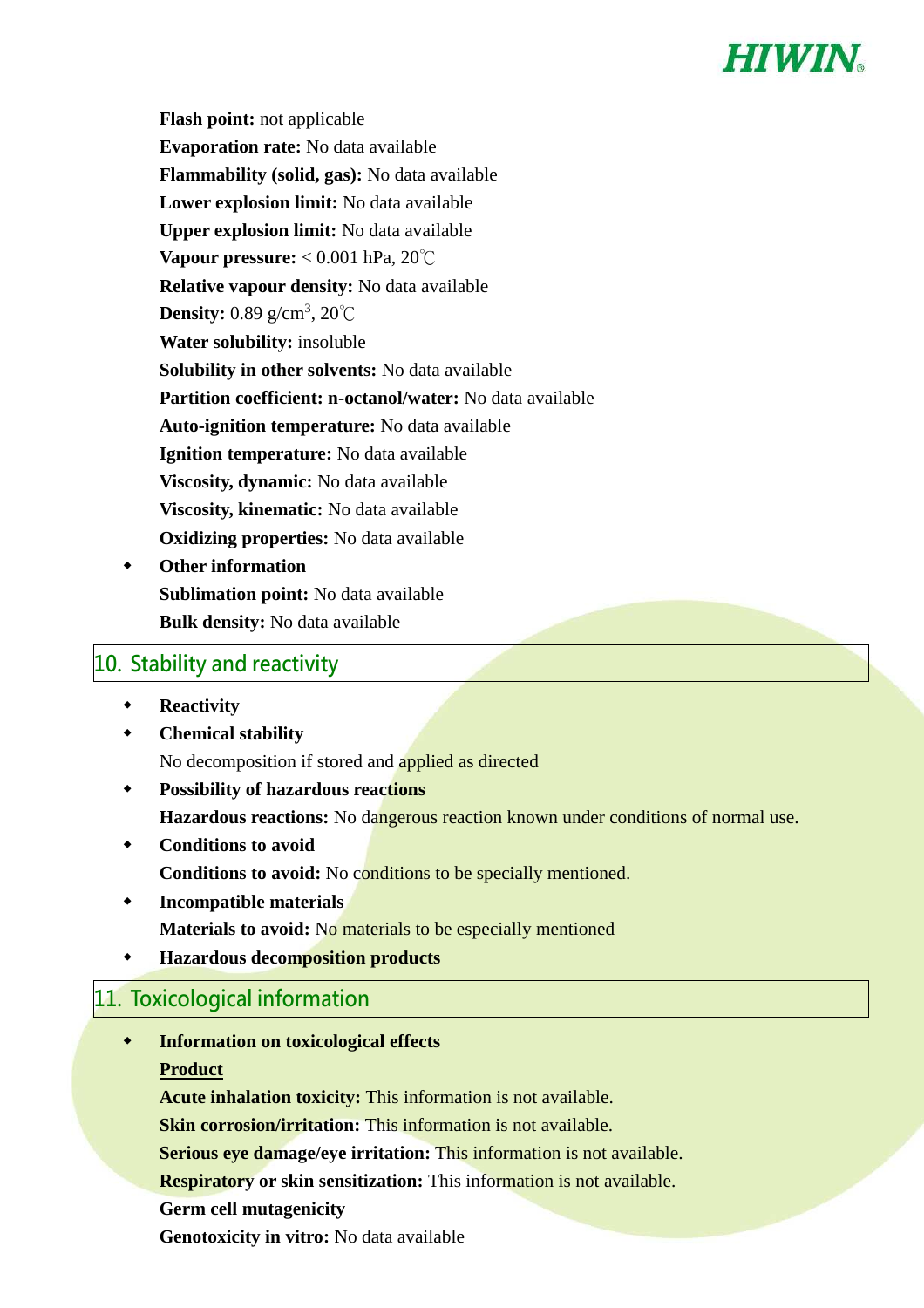**Flash point:** not applicable

**Evaporation rate:** No data available

**Flammability (solid, gas):** No data available

**Lower explosion limit:** No data available

**Upper explosion limit:** No data available

**Vapour pressure:** < 0.001 hPa, 20℃

**Relative vapour density:** No data available

**Density:** 0.89 g/cm$^3$, 20℃

**Water solubility:** insoluble

**Solubility in other solvents:** No data available

**Partition coefficient: n-octanol/water:** No data available

**Auto-ignition temperature:** No data available

**Ignition temperature:** No data available

**Viscosity, dynamic:** No data available

**Viscosity, kinematic:** No data available

**Oxidizing properties:** No data available

- **Other information**

  **Sublimation point:** No data available

  **Bulk density:** No data available

## 10. Stability and reactivity

- **Reactivity**
- **Chemical stability**

  No decomposition if stored and applied as directed
- **Possibility of hazardous reactions**

  **Hazardous reactions:** No dangerous reaction known under conditions of normal use.
- **Conditions to avoid**

  **Conditions to avoid:** No conditions to be specially mentioned.
- **Incompatible materials**

  **Materials to avoid:** No materials to be especially mentioned
- **Hazardous decomposition products**

## 11. Toxicological information

- **Information on toxicological effects**

  **Product**

  **Acute inhalation toxicity:** This information is not available.

  **Skin corrosion/irritation:** This information is not available.

  **Serious eye damage/eye irritation:** This information is not available.

  **Respiratory or skin sensitization:** This information is not available.

  **Germ cell mutagenicity**

  **Genotoxicity in vitro:** No data available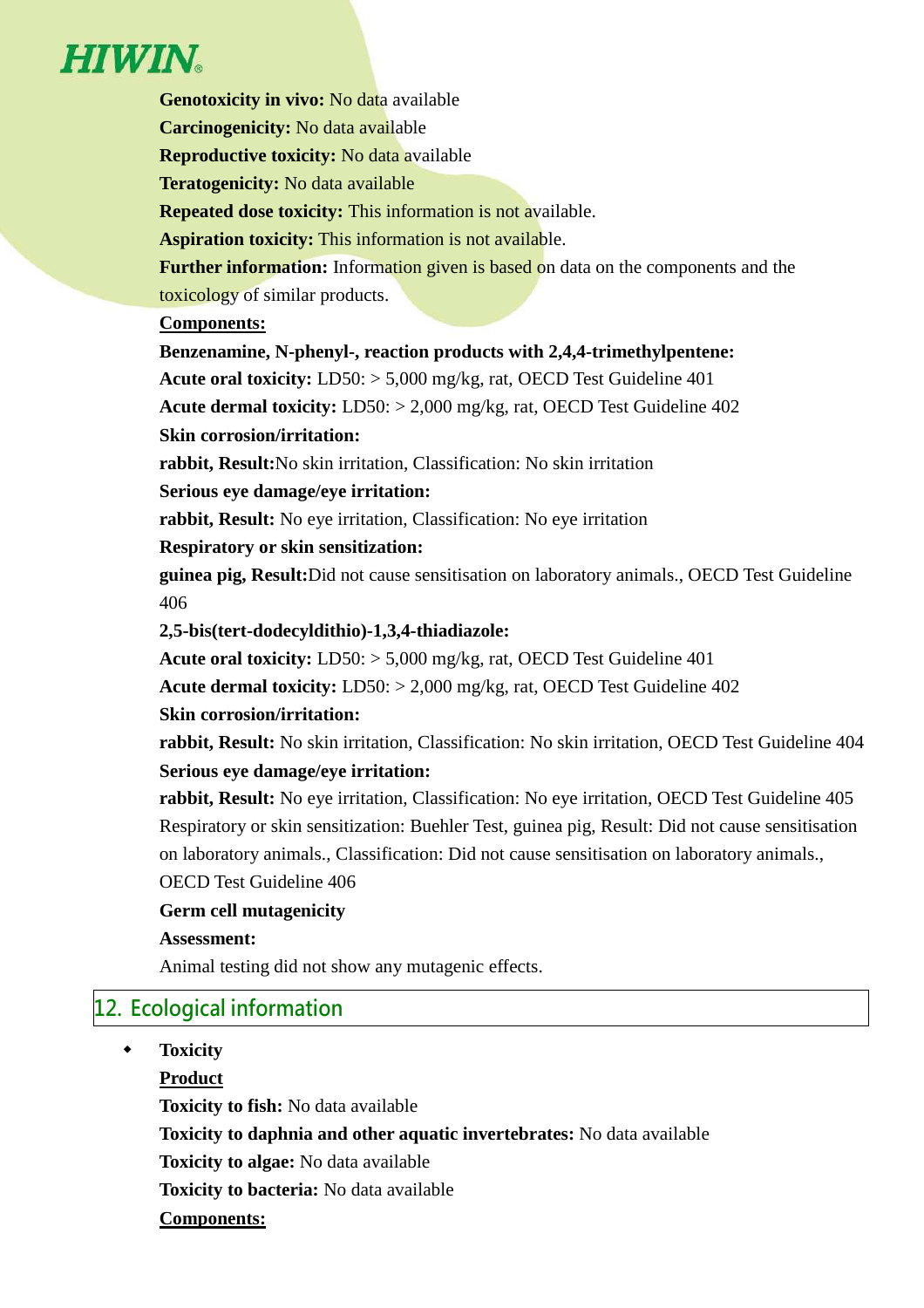**Genotoxicity in vivo:** No data available

**Carcinogenicity:** No data available

**Reproductive toxicity:** No data available

**Teratogenicity:** No data available

**Repeated dose toxicity:** This information is not available.

**Aspiration toxicity:** This information is not available.

**Further information:** Information given is based on data on the components and the toxicology of similar products.

**Components:**

**Benzenamine, N-phenyl-, reaction products with 2,4,4-trimethylpentene:**

**Acute oral toxicity:** LD50: > 5,000 mg/kg, rat, OECD Test Guideline 401

**Acute dermal toxicity:** LD50: > 2,000 mg/kg, rat, OECD Test Guideline 402

**Skin corrosion/irritation:**

**rabbit, Result:**No skin irritation, Classification: No skin irritation

**Serious eye damage/eye irritation:**

**rabbit, Result:** No eye irritation, Classification: No eye irritation

**Respiratory or skin sensitization:**

**guinea pig, Result:**Did not cause sensitisation on laboratory animals., OECD Test Guideline 406

**2,5-bis(tert-dodecyldithio)-1,3,4-thiadiazole:**

**Acute oral toxicity:** LD50: > 5,000 mg/kg, rat, OECD Test Guideline 401

**Acute dermal toxicity:** LD50: > 2,000 mg/kg, rat, OECD Test Guideline 402

**Skin corrosion/irritation:**

**rabbit, Result:** No skin irritation, Classification: No skin irritation, OECD Test Guideline 404

**Serious eye damage/eye irritation:**

**rabbit, Result:** No eye irritation, Classification: No eye irritation, OECD Test Guideline 405

Respiratory or skin sensitization: Buehler Test, guinea pig, Result: Did not cause sensitisation on laboratory animals., Classification: Did not cause sensitisation on laboratory animals., OECD Test Guideline 406

**Germ cell mutagenicity**

**Assessment:**

Animal testing did not show any mutagenic effects.

## 12. Ecological information

- **Toxicity**

  **Product**

  **Toxicity to fish:** No data available

  **Toxicity to daphnia and other aquatic invertebrates:** No data available

  **Toxicity to algae:** No data available

  **Toxicity to bacteria:** No data available

  **Components:**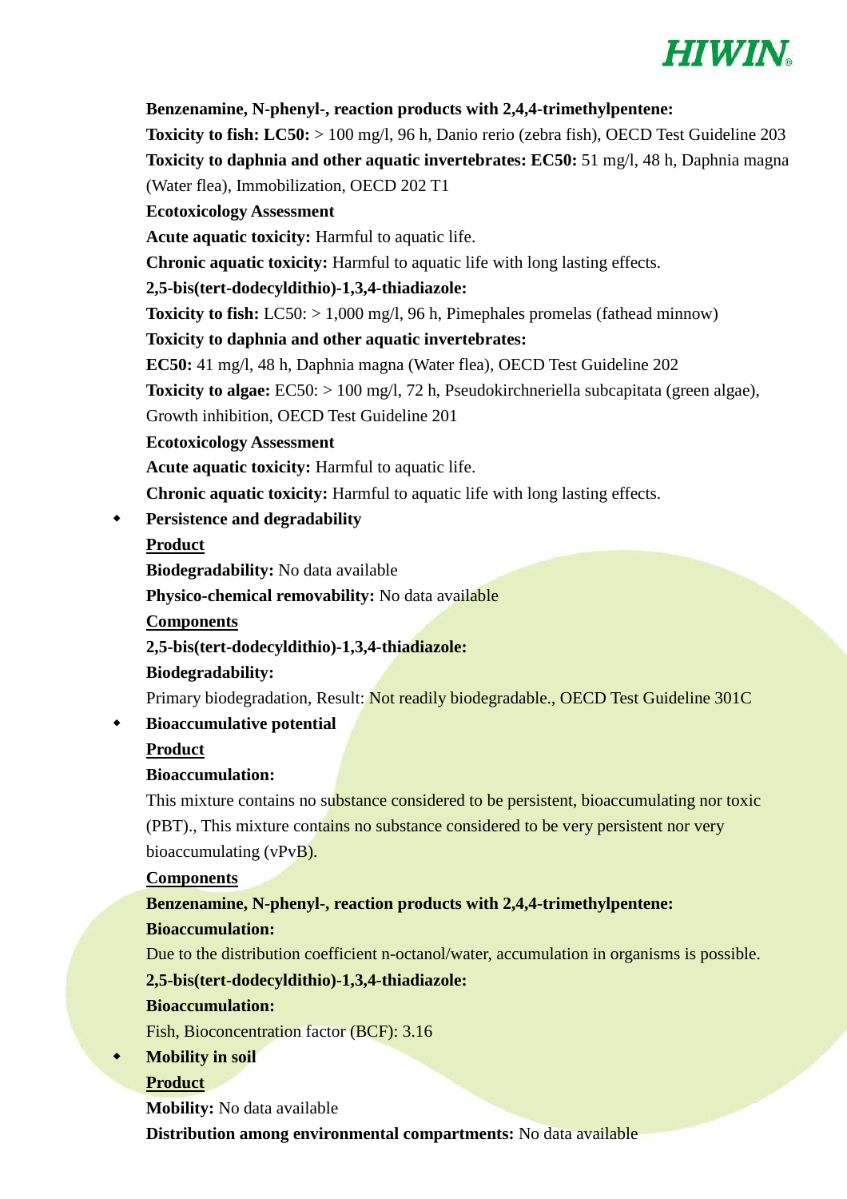**Benzenamine, N-phenyl-, reaction products with 2,4,4-trimethylpentene:**

**Toxicity to fish: LC50:** > 100 mg/l, 96 h, Danio rerio (zebra fish), OECD Test Guideline 203

**Toxicity to daphnia and other aquatic invertebrates: EC50:** 51 mg/l, 48 h, Daphnia magna (Water flea), Immobilization, OECD 202 T1

**Ecotoxicology Assessment**

**Acute aquatic toxicity:** Harmful to aquatic life.

**Chronic aquatic toxicity:** Harmful to aquatic life with long lasting effects.

**2,5-bis(tert-dodecyldithio)-1,3,4-thiadiazole:**

**Toxicity to fish:** LC50: > 1,000 mg/l, 96 h, Pimephales promelas (fathead minnow)

**Toxicity to daphnia and other aquatic invertebrates:**

**EC50:** 41 mg/l, 48 h, Daphnia magna (Water flea), OECD Test Guideline 202

**Toxicity to algae:** EC50: > 100 mg/l, 72 h, Pseudokirchneriella subcapitata (green algae), Growth inhibition, OECD Test Guideline 201

**Ecotoxicology Assessment**

**Acute aquatic toxicity:** Harmful to aquatic life.

**Chronic aquatic toxicity:** Harmful to aquatic life with long lasting effects.

- **Persistence and degradability**

<u>**Product**</u>

**Biodegradability:** No data available

**Physico-chemical removability:** No data available

<u>**Components**</u>

**2,5-bis(tert-dodecyldithio)-1,3,4-thiadiazole:**

**Biodegradability:**

Primary biodegradation, Result: Not readily biodegradable., OECD Test Guideline 301C

- **Bioaccumulative potential**

<u>**Product**</u>

**Bioaccumulation:**

This mixture contains no substance considered to be persistent, bioaccumulating nor toxic (PBT)., This mixture contains no substance considered to be very persistent nor very bioaccumulating (vPvB).

<u>**Components**</u>

**Benzenamine, N-phenyl-, reaction products with 2,4,4-trimethylpentene:**

**Bioaccumulation:**

Due to the distribution coefficient n-octanol/water, accumulation in organisms is possible.

**2,5-bis(tert-dodecyldithio)-1,3,4-thiadiazole:**

**Bioaccumulation:**

Fish, Bioconcentration factor (BCF): 3.16

- **Mobility in soil**

<u>**Product**</u>

**Mobility:** No data available

**Distribution among environmental compartments:** No data available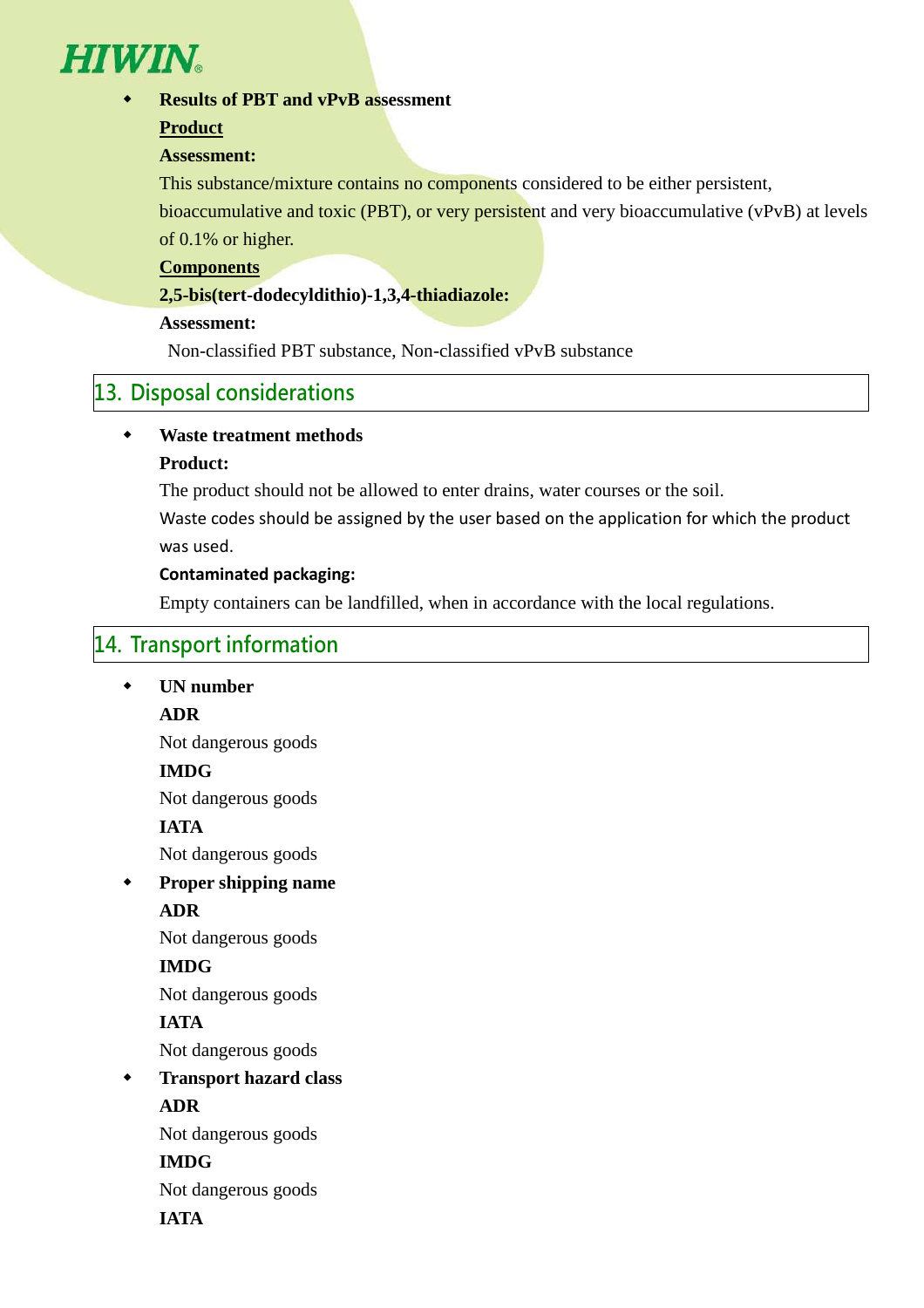- **Results of PBT and vPvB assessment**

  **Product**

  **Assessment:**

  This substance/mixture contains no components considered to be either persistent, bioaccumulative and toxic (PBT), or very persistent and very bioaccumulative (vPvB) at levels of 0.1% or higher.

  **Components**

  **2,5-bis(tert-dodecyldithio)-1,3,4-thiadiazole:**

  **Assessment:**

  Non-classified PBT substance, Non-classified vPvB substance

## 13. Disposal considerations

- **Waste treatment methods**

  **Product:**

  The product should not be allowed to enter drains, water courses or the soil.

  Waste codes should be assigned by the user based on the application for which the product was used.

  **Contaminated packaging:**

  Empty containers can be landfilled, when in accordance with the local regulations.

## 14. Transport information

- **UN number**

  **ADR**

  Not dangerous goods

  **IMDG**

  Not dangerous goods

  **IATA**

  Not dangerous goods

- **Proper shipping name**

  **ADR**

  Not dangerous goods

  **IMDG**

  Not dangerous goods

  **IATA**

  Not dangerous goods

- **Transport hazard class**

  **ADR**

  Not dangerous goods

  **IMDG**

  Not dangerous goods

  **IATA**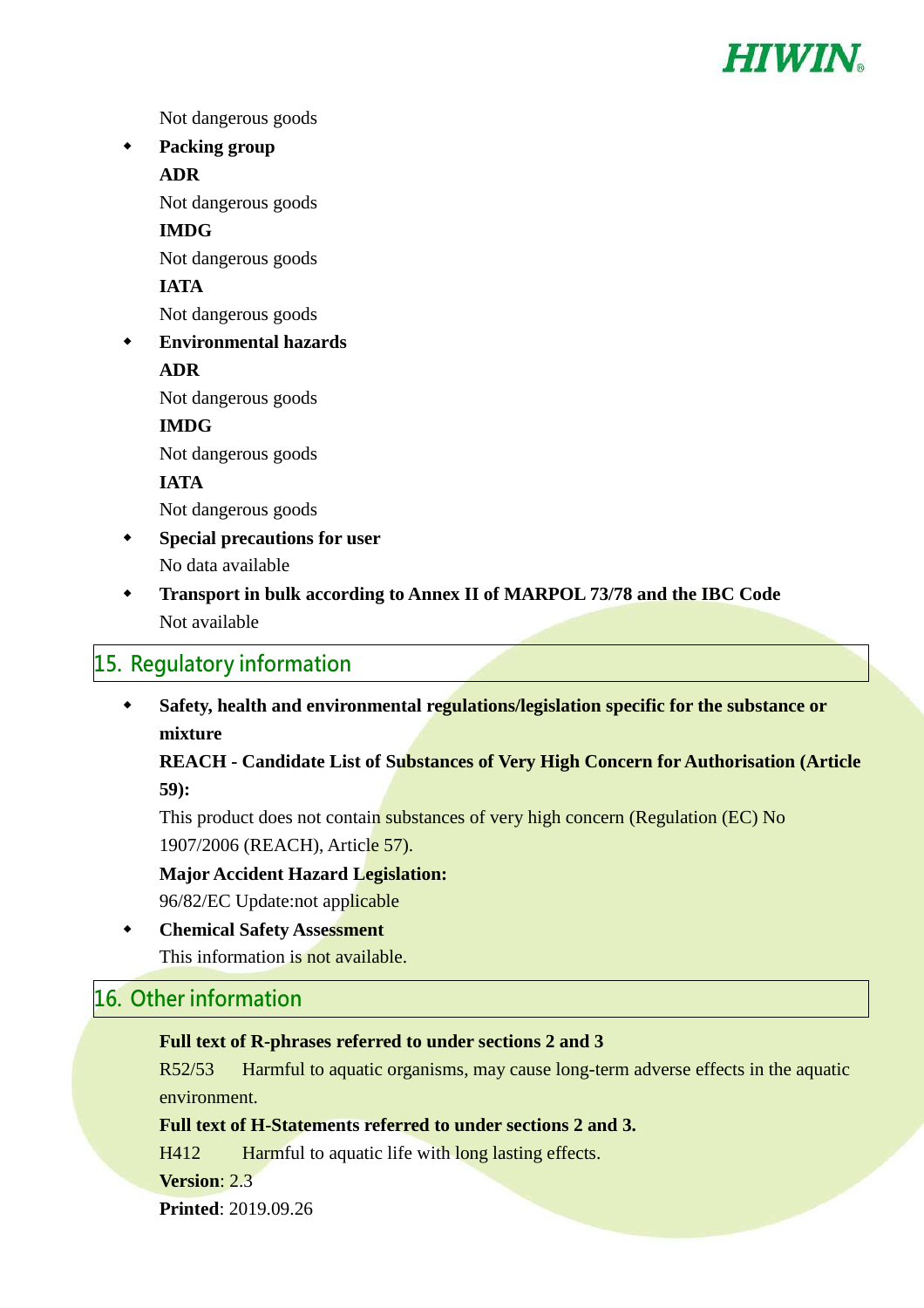Not dangerous goods

- **Packing group**

  **ADR**

  Not dangerous goods

  **IMDG**

  Not dangerous goods

  **IATA**

  Not dangerous goods

- **Environmental hazards**

  **ADR**

  Not dangerous goods

  **IMDG**

  Not dangerous goods

  **IATA**

  Not dangerous goods

- **Special precautions for user**

  No data available

- **Transport in bulk according to Annex II of MARPOL 73/78 and the IBC Code**

  Not available

## 15. Regulatory information

- **Safety, health and environmental regulations/legislation specific for the substance or mixture**

  **REACH - Candidate List of Substances of Very High Concern for Authorisation (Article 59):**

  This product does not contain substances of very high concern (Regulation (EC) No 1907/2006 (REACH), Article 57).

  **Major Accident Hazard Legislation:**

  96/82/EC Update:not applicable

- **Chemical Safety Assessment**

  This information is not available.

## 16. Other information

**Full text of R-phrases referred to under sections 2 and 3**

R52/53 Harmful to aquatic organisms, may cause long-term adverse effects in the aquatic environment.

**Full text of H-Statements referred to under sections 2 and 3.**

H412 Harmful to aquatic life with long lasting effects.

**Version**: 2.3

**Printed**: 2019.09.26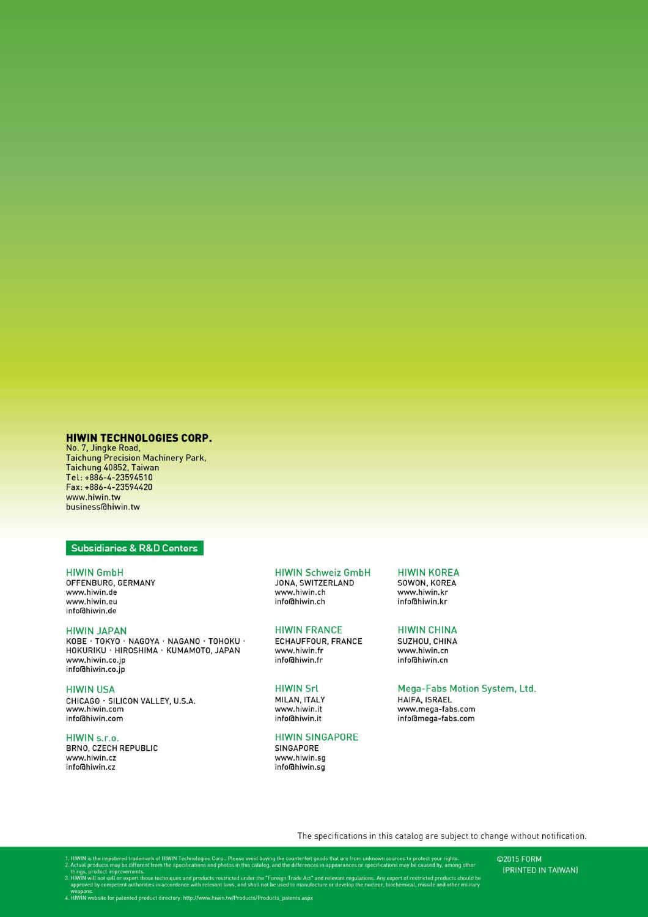**HIWIN TECHNOLOGIES CORP.**
No. 7, Jingke Road,
Taichung Precision Machinery Park,
Taichung 40852, Taiwan
Tel: +886-4-23594510
Fax: +886-4-23594420
www.hiwin.tw
business@hiwin.tw

## Subsidiaries & R&D Centers

**HIWIN GmbH**
OFFENBURG, GERMANY
www.hiwin.de
www.hiwin.eu
info@hiwin.de

**HIWIN JAPAN**
KOBE · TOKYO · NAGOYA · NAGANO · TOHOKU · HOKURIKU · HIROSHIMA · KUMAMOTO, JAPAN
www.hiwin.co.jp
info@hiwin.co.jp

**HIWIN USA**
CHICAGO · SILICON VALLEY, U.S.A.
www.hiwin.com
info@hiwin.com

**HIWIN s.r.o.**
BRNO, CZECH REPUBLIC
www.hiwin.cz
info@hiwin.cz

**HIWIN Schweiz GmbH**
JONA, SWITZERLAND
www.hiwin.ch
info@hiwin.ch

**HIWIN FRANCE**
ECHAUFFOUR, FRANCE
www.hiwin.fr
info@hiwin.fr

**HIWIN Srl**
MILAN, ITALY
www.hiwin.it
info@hiwin.it

**HIWIN SINGAPORE**
SINGAPORE
www.hiwin.sg
info@hiwin.sg

**HIWIN KOREA**
SOWON, KOREA
www.hiwin.kr
info@hiwin.kr

**HIWIN CHINA**
SUZHOU, CHINA
www.hiwin.cn
info@hiwin.cn

**Mega-Fabs Motion System, Ltd.**
HAIFA, ISRAEL
www.mega-fabs.com
info@mega-fabs.com

The specifications in this catalog are subject to change without notification.

1. HIWIN is the registered trademark of HIWIN Technologies Corp.. Please avoid buying the counterfeit goods that are from unknown sources to protect your rights.
2. Actual products may be different from the specifications and photos in this catalog, and the differences in appearances or specifications may be caused by, among other things, product improvements.
3. HIWIN will not sell or export those techniques and products restricted under the "Foreign Trade Act" and relevant regulations. Any export of restricted products should be approved by competent authorities in accordance with relevant laws, and shall not be used to manufacture or develop the nuclear, biochemical, missile and other military weapons.
4. HIWIN website for patented product directory: http://www.hiwin.tw/Products/Products_patents.aspx

©2015 FORM
(PRINTED IN TAIWAN)